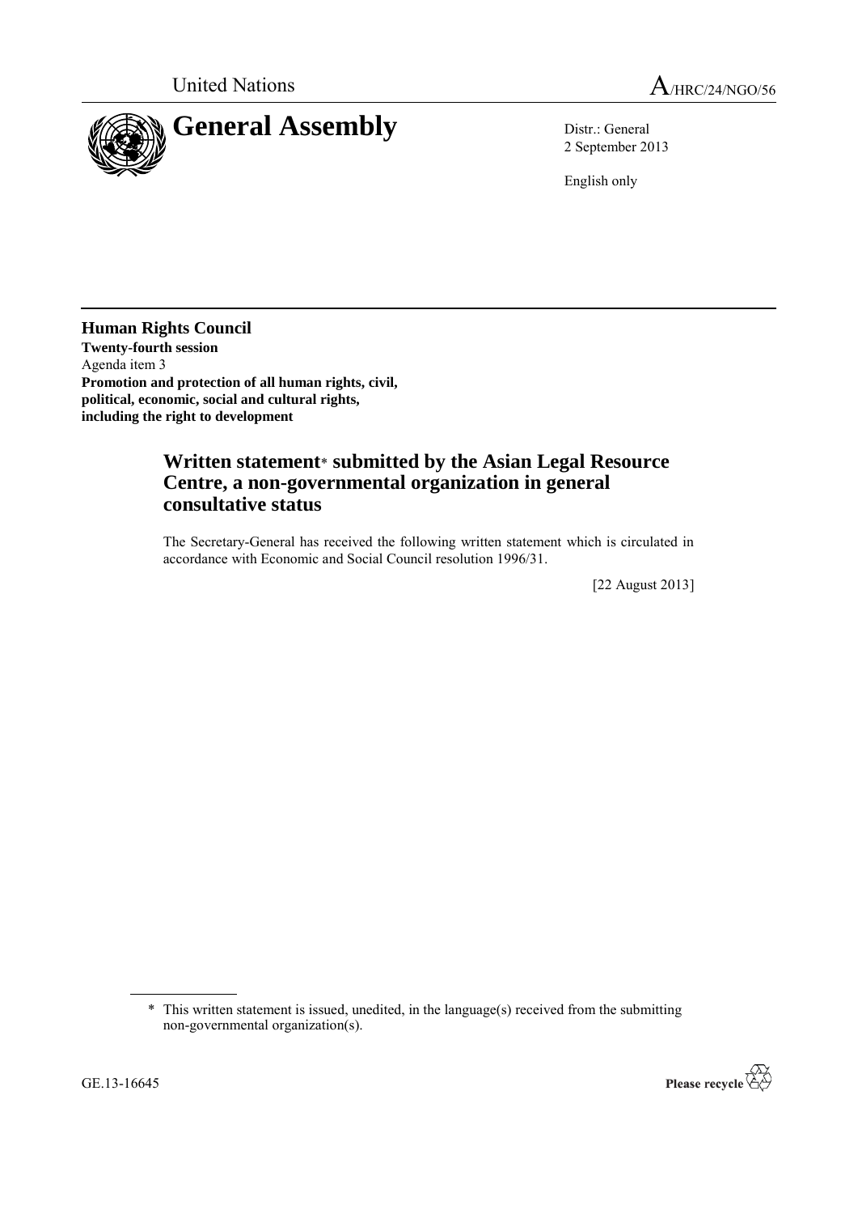United Nations A/HRC/24/NGO/56

# General Assembly

Distr.: General
2 September 2013

English only

**Human Rights Council**
**Twenty-fourth session**
Agenda item 3
**Promotion and protection of all human rights, civil, political, economic, social and cultural rights, including the right to development**

## Written statement* submitted by the Asian Legal Resource Centre, a non-governmental organization in general consultative status

The Secretary-General has received the following written statement which is circulated in accordance with Economic and Social Council resolution 1996/31.

[22 August 2013]

\* This written statement is issued, unedited, in the language(s) received from the submitting non-governmental organization(s).

GE.13-16645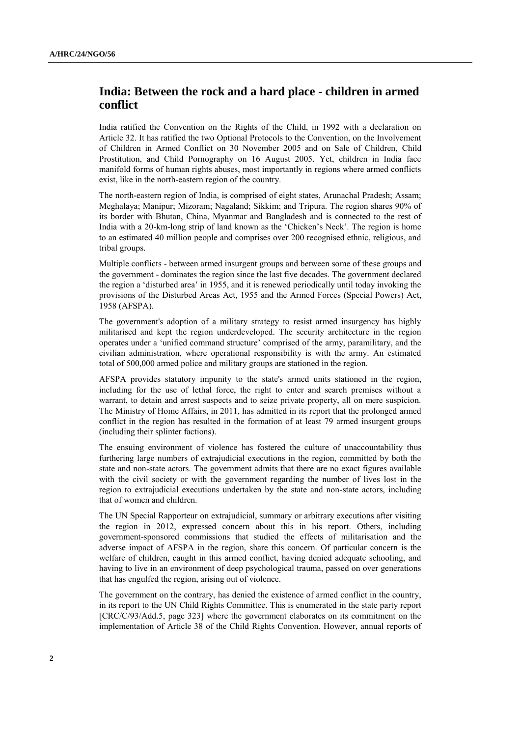## India: Between the rock and a hard place - children in armed conflict

India ratified the Convention on the Rights of the Child, in 1992 with a declaration on Article 32. It has ratified the two Optional Protocols to the Convention, on the Involvement of Children in Armed Conflict on 30 November 2005 and on Sale of Children, Child Prostitution, and Child Pornography on 16 August 2005. Yet, children in India face manifold forms of human rights abuses, most importantly in regions where armed conflicts exist, like in the north-eastern region of the country.

The north-eastern region of India, is comprised of eight states, Arunachal Pradesh; Assam; Meghalaya; Manipur; Mizoram; Nagaland; Sikkim; and Tripura. The region shares 90% of its border with Bhutan, China, Myanmar and Bangladesh and is connected to the rest of India with a 20-km-long strip of land known as the 'Chicken's Neck'. The region is home to an estimated 40 million people and comprises over 200 recognised ethnic, religious, and tribal groups.

Multiple conflicts - between armed insurgent groups and between some of these groups and the government - dominates the region since the last five decades. The government declared the region a 'disturbed area' in 1955, and it is renewed periodically until today invoking the provisions of the Disturbed Areas Act, 1955 and the Armed Forces (Special Powers) Act, 1958 (AFSPA).

The government's adoption of a military strategy to resist armed insurgency has highly militarised and kept the region underdeveloped. The security architecture in the region operates under a 'unified command structure' comprised of the army, paramilitary, and the civilian administration, where operational responsibility is with the army. An estimated total of 500,000 armed police and military groups are stationed in the region.

AFSPA provides statutory impunity to the state's armed units stationed in the region, including for the use of lethal force, the right to enter and search premises without a warrant, to detain and arrest suspects and to seize private property, all on mere suspicion. The Ministry of Home Affairs, in 2011, has admitted in its report that the prolonged armed conflict in the region has resulted in the formation of at least 79 armed insurgent groups (including their splinter factions).

The ensuing environment of violence has fostered the culture of unaccountability thus furthering large numbers of extrajudicial executions in the region, committed by both the state and non-state actors. The government admits that there are no exact figures available with the civil society or with the government regarding the number of lives lost in the region to extrajudicial executions undertaken by the state and non-state actors, including that of women and children.

The UN Special Rapporteur on extrajudicial, summary or arbitrary executions after visiting the region in 2012, expressed concern about this in his report. Others, including government-sponsored commissions that studied the effects of militarisation and the adverse impact of AFSPA in the region, share this concern. Of particular concern is the welfare of children, caught in this armed conflict, having denied adequate schooling, and having to live in an environment of deep psychological trauma, passed on over generations that has engulfed the region, arising out of violence.

The government on the contrary, has denied the existence of armed conflict in the country, in its report to the UN Child Rights Committee. This is enumerated in the state party report [CRC/C/93/Add.5, page 323] where the government elaborates on its commitment on the implementation of Article 38 of the Child Rights Convention. However, annual reports of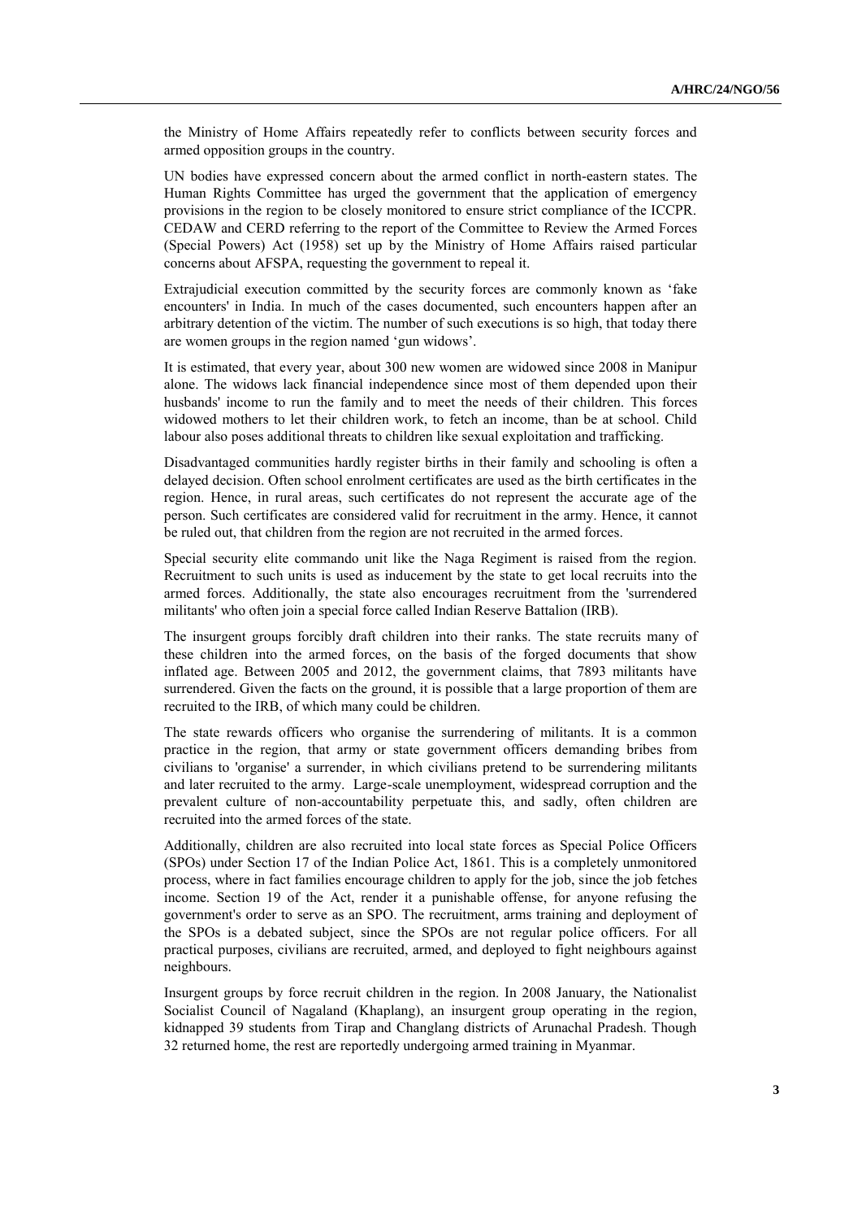the Ministry of Home Affairs repeatedly refer to conflicts between security forces and armed opposition groups in the country.

UN bodies have expressed concern about the armed conflict in north-eastern states. The Human Rights Committee has urged the government that the application of emergency provisions in the region to be closely monitored to ensure strict compliance of the ICCPR. CEDAW and CERD referring to the report of the Committee to Review the Armed Forces (Special Powers) Act (1958) set up by the Ministry of Home Affairs raised particular concerns about AFSPA, requesting the government to repeal it.

Extrajudicial execution committed by the security forces are commonly known as 'fake encounters' in India. In much of the cases documented, such encounters happen after an arbitrary detention of the victim. The number of such executions is so high, that today there are women groups in the region named 'gun widows'.

It is estimated, that every year, about 300 new women are widowed since 2008 in Manipur alone. The widows lack financial independence since most of them depended upon their husbands' income to run the family and to meet the needs of their children. This forces widowed mothers to let their children work, to fetch an income, than be at school. Child labour also poses additional threats to children like sexual exploitation and trafficking.

Disadvantaged communities hardly register births in their family and schooling is often a delayed decision. Often school enrolment certificates are used as the birth certificates in the region. Hence, in rural areas, such certificates do not represent the accurate age of the person. Such certificates are considered valid for recruitment in the army. Hence, it cannot be ruled out, that children from the region are not recruited in the armed forces.

Special security elite commando unit like the Naga Regiment is raised from the region. Recruitment to such units is used as inducement by the state to get local recruits into the armed forces. Additionally, the state also encourages recruitment from the 'surrendered militants' who often join a special force called Indian Reserve Battalion (IRB).

The insurgent groups forcibly draft children into their ranks. The state recruits many of these children into the armed forces, on the basis of the forged documents that show inflated age. Between 2005 and 2012, the government claims, that 7893 militants have surrendered. Given the facts on the ground, it is possible that a large proportion of them are recruited to the IRB, of which many could be children.

The state rewards officers who organise the surrendering of militants. It is a common practice in the region, that army or state government officers demanding bribes from civilians to 'organise' a surrender, in which civilians pretend to be surrendering militants and later recruited to the army. Large-scale unemployment, widespread corruption and the prevalent culture of non-accountability perpetuate this, and sadly, often children are recruited into the armed forces of the state.

Additionally, children are also recruited into local state forces as Special Police Officers (SPOs) under Section 17 of the Indian Police Act, 1861. This is a completely unmonitored process, where in fact families encourage children to apply for the job, since the job fetches income. Section 19 of the Act, render it a punishable offense, for anyone refusing the government's order to serve as an SPO. The recruitment, arms training and deployment of the SPOs is a debated subject, since the SPOs are not regular police officers. For all practical purposes, civilians are recruited, armed, and deployed to fight neighbours against neighbours.

Insurgent groups by force recruit children in the region. In 2008 January, the Nationalist Socialist Council of Nagaland (Khaplang), an insurgent group operating in the region, kidnapped 39 students from Tirap and Changlang districts of Arunachal Pradesh. Though 32 returned home, the rest are reportedly undergoing armed training in Myanmar.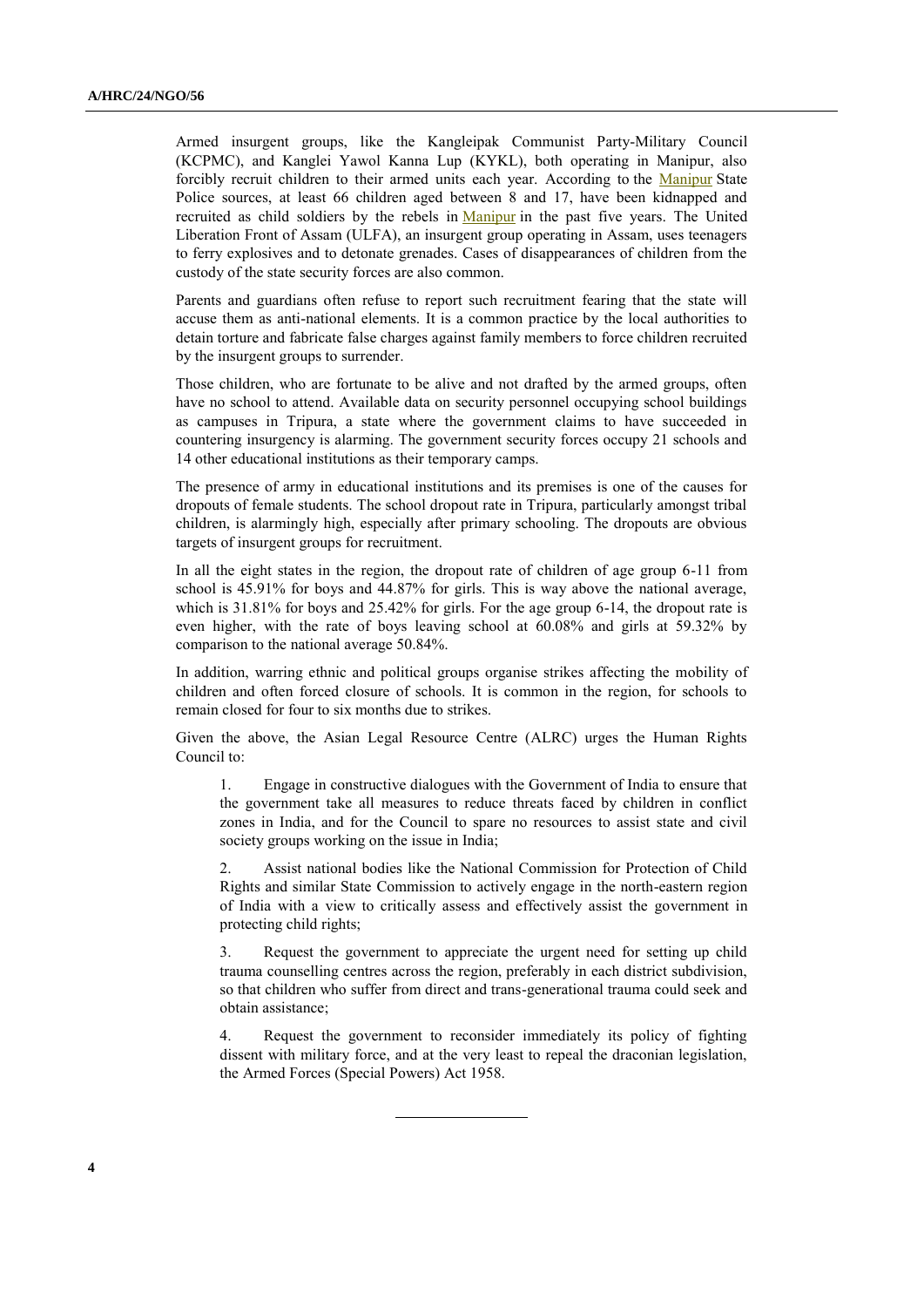Armed insurgent groups, like the Kangleipak Communist Party-Military Council (KCPMC), and Kanglei Yawol Kanna Lup (KYKL), both operating in Manipur, also forcibly recruit children to their armed units each year. According to the Manipur State Police sources, at least 66 children aged between 8 and 17, have been kidnapped and recruited as child soldiers by the rebels in Manipur in the past five years. The United Liberation Front of Assam (ULFA), an insurgent group operating in Assam, uses teenagers to ferry explosives and to detonate grenades. Cases of disappearances of children from the custody of the state security forces are also common.

Parents and guardians often refuse to report such recruitment fearing that the state will accuse them as anti-national elements. It is a common practice by the local authorities to detain torture and fabricate false charges against family members to force children recruited by the insurgent groups to surrender.

Those children, who are fortunate to be alive and not drafted by the armed groups, often have no school to attend. Available data on security personnel occupying school buildings as campuses in Tripura, a state where the government claims to have succeeded in countering insurgency is alarming. The government security forces occupy 21 schools and 14 other educational institutions as their temporary camps.

The presence of army in educational institutions and its premises is one of the causes for dropouts of female students. The school dropout rate in Tripura, particularly amongst tribal children, is alarmingly high, especially after primary schooling. The dropouts are obvious targets of insurgent groups for recruitment.

In all the eight states in the region, the dropout rate of children of age group 6-11 from school is 45.91% for boys and 44.87% for girls. This is way above the national average, which is 31.81% for boys and 25.42% for girls. For the age group 6-14, the dropout rate is even higher, with the rate of boys leaving school at 60.08% and girls at 59.32% by comparison to the national average 50.84%.

In addition, warring ethnic and political groups organise strikes affecting the mobility of children and often forced closure of schools. It is common in the region, for schools to remain closed for four to six months due to strikes.

Given the above, the Asian Legal Resource Centre (ALRC) urges the Human Rights Council to:

1. Engage in constructive dialogues with the Government of India to ensure that the government take all measures to reduce threats faced by children in conflict zones in India, and for the Council to spare no resources to assist state and civil society groups working on the issue in India;

2. Assist national bodies like the National Commission for Protection of Child Rights and similar State Commission to actively engage in the north-eastern region of India with a view to critically assess and effectively assist the government in protecting child rights;

3. Request the government to appreciate the urgent need for setting up child trauma counselling centres across the region, preferably in each district subdivision, so that children who suffer from direct and trans-generational trauma could seek and obtain assistance;

4. Request the government to reconsider immediately its policy of fighting dissent with military force, and at the very least to repeal the draconian legislation, the Armed Forces (Special Powers) Act 1958.